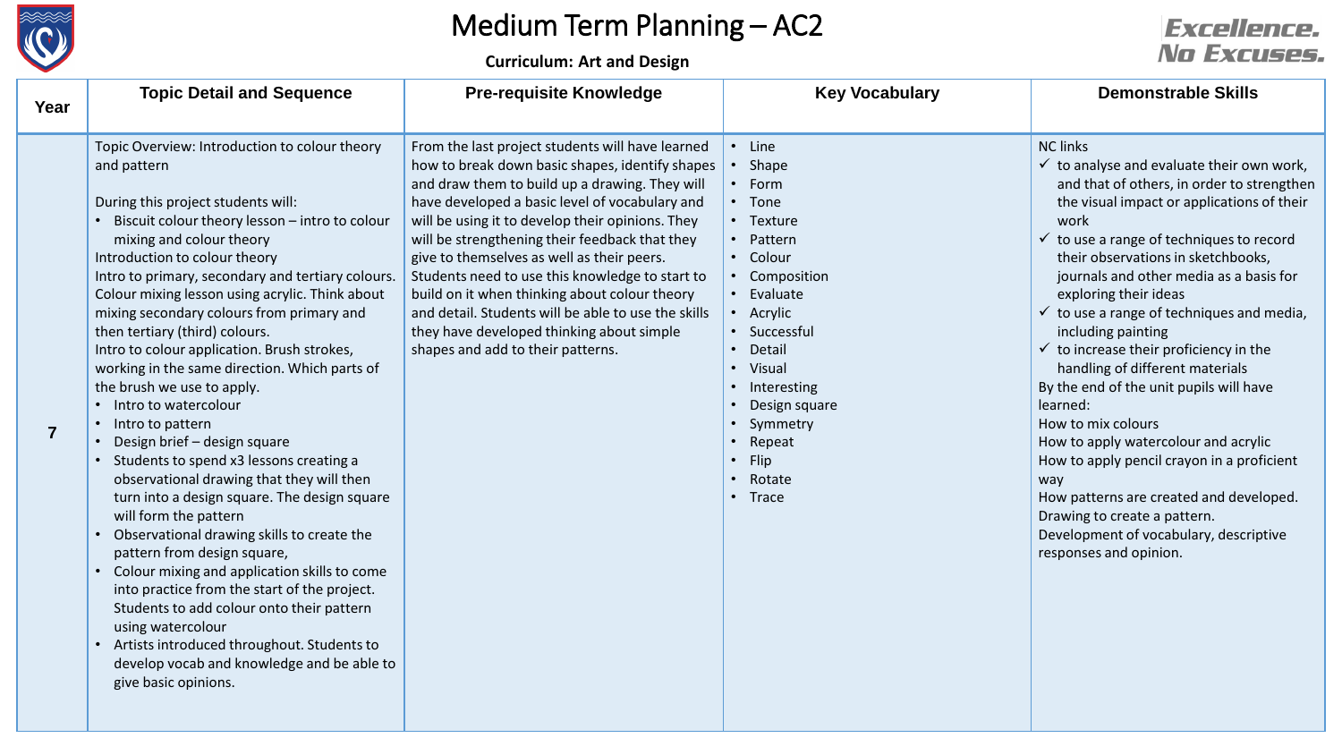# Medium Term Planning – AC2

**Curriculum: Art and Design**

Excellence. No Excuses.

| Year | Topic Detail and Sequence | Pre-requisite Knowledge | Key Vocabulary | Demonstrable Skills |
|---|---|---|---|---|
| 7 | Topic Overview: Introduction to colour theory and pattern<br><br>During this project students will:<br>• Biscuit colour theory lesson – intro to colour mixing and colour theory<br>Introduction to colour theory<br>Intro to primary, secondary and tertiary colours.<br>Colour mixing lesson using acrylic. Think about mixing secondary colours from primary and then tertiary (third) colours.<br>Intro to colour application. Brush strokes, working in the same direction. Which parts of the brush we use to apply.<br>• Intro to watercolour<br>• Intro to pattern<br>• Design brief – design square<br>• Students to spend x3 lessons creating a observational drawing that they will then turn into a design square. The design square will form the pattern<br>• Observational drawing skills to create the pattern from design square,<br>• Colour mixing and application skills to come into practice from the start of the project. Students to add colour onto their pattern using watercolour<br>• Artists introduced throughout. Students to develop vocab and knowledge and be able to give basic opinions. | From the last project students will have learned how to break down basic shapes, identify shapes and draw them to build up a drawing. They will have developed a basic level of vocabulary and will be using it to develop their opinions. They will be strengthening their feedback that they give to themselves as well as their peers. Students need to use this knowledge to start to build on it when thinking about colour theory and detail. Students will be able to use the skills they have developed thinking about simple shapes and add to their patterns. | • Line<br>• Shape<br>• Form<br>• Tone<br>• Texture<br>• Pattern<br>• Colour<br>• Composition<br>• Evaluate<br>• Acrylic<br>• Successful<br>• Detail<br>• Visual<br>• Interesting<br>• Design square<br>• Symmetry<br>• Repeat<br>• Flip<br>• Rotate<br>• Trace | NC links<br>✓ to analyse and evaluate their own work, and that of others, in order to strengthen the visual impact or applications of their work<br>✓ to use a range of techniques to record their observations in sketchbooks, journals and other media as a basis for exploring their ideas<br>✓ to use a range of techniques and media, including painting<br>✓ to increase their proficiency in the handling of different materials<br>By the end of the unit pupils will have learned:<br>How to mix colours<br>How to apply watercolour and acrylic<br>How to apply pencil crayon in a proficient way<br>How patterns are created and developed.<br>Drawing to create a pattern.<br>Development of vocabulary, descriptive responses and opinion. |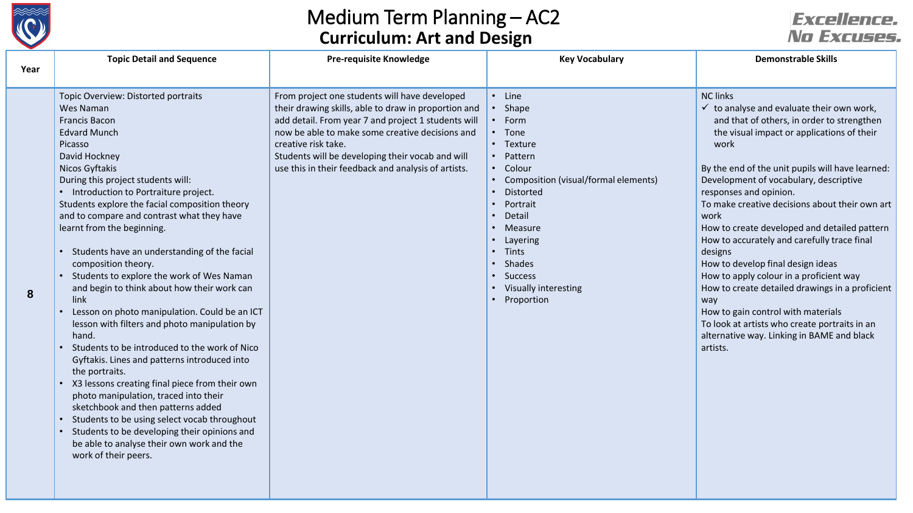# Medium Term Planning – AC2

## Curriculum: Art and Design

Excellence. No Excuses.

| Year | Topic Detail and Sequence | Pre-requisite Knowledge | Key Vocabulary | Demonstrable Skills |
|---|---|---|---|---|
| 8 | Topic Overview: Distorted portraits<br>Wes Naman<br>Francis Bacon<br>Edvard Munch<br>Picasso<br>David Hockney<br>Nicos Gyftakis<br>During this project students will:<br>• Introduction to Portraiture project.<br>Students explore the facial composition theory and to compare and contrast what they have learnt from the beginning.<br><br>• Students have an understanding of the facial composition theory.<br>• Students to explore the work of Wes Naman and begin to think about how their work can link<br>• Lesson on photo manipulation. Could be an ICT lesson with filters and photo manipulation by hand.<br>• Students to be introduced to the work of Nico Gyftakis. Lines and patterns introduced into the portraits.<br>• X3 lessons creating final piece from their own photo manipulation, traced into their sketchbook and then patterns added<br>• Students to be using select vocab throughout<br>• Students to be developing their opinions and be able to analyse their own work and the work of their peers. | From project one students will have developed their drawing skills, able to draw in proportion and add detail. From year 7 and project 1 students will now be able to make some creative decisions and creative risk take.<br>Students will be developing their vocab and will use this in their feedback and analysis of artists. | • Line<br>• Shape<br>• Form<br>• Tone<br>• Texture<br>• Pattern<br>• Colour<br>• Composition (visual/formal elements)<br>• Distorted<br>• Portrait<br>• Detail<br>• Measure<br>• Layering<br>• Tints<br>• Shades<br>• Success<br>• Visually interesting<br>• Proportion | NC links<br>✓ to analyse and evaluate their own work, and that of others, in order to strengthen the visual impact or applications of their work<br><br>By the end of the unit pupils will have learned:<br>Development of vocabulary, descriptive responses and opinion.<br>To make creative decisions about their own art work<br>How to create developed and detailed pattern<br>How to accurately and carefully trace final designs<br>How to develop final design ideas<br>How to apply colour in a proficient way<br>How to create detailed drawings in a proficient way<br>How to gain control with materials<br>To look at artists who create portraits in an alternative way. Linking in BAME and black artists. |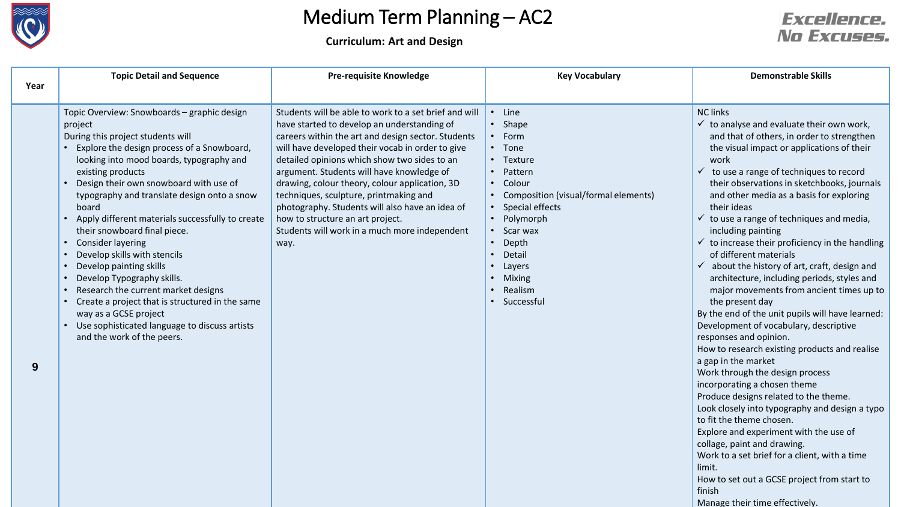# Medium Term Planning – AC2

**Curriculum: Art and Design**

Excellence. No Excuses.

| Year | Topic Detail and Sequence | Pre-requisite Knowledge | Key Vocabulary | Demonstrable Skills |
|---|---|---|---|---|
| 9 | Topic Overview: Snowboards – graphic design project<br>During this project students will<br>• Explore the design process of a Snowboard, looking into mood boards, typography and existing products<br>• Design their own snowboard with use of typography and translate design onto a snow board<br>• Apply different materials successfully to create their snowboard final piece.<br>• Consider layering<br>• Develop skills with stencils<br>• Develop painting skills<br>• Develop Typography skills.<br>• Research the current market designs<br>• Create a project that is structured in the same way as a GCSE project<br>• Use sophisticated language to discuss artists and the work of the peers. | Students will be able to work to a set brief and will have started to develop an understanding of careers within the art and design sector. Students will have developed their vocab in order to give detailed opinions which show two sides to an argument. Students will have knowledge of drawing, colour theory, colour application, 3D techniques, sculpture, printmaking and photography. Students will also have an idea of how to structure an art project.<br>Students will work in a much more independent way. | • Line<br>• Shape<br>• Form<br>• Tone<br>• Texture<br>• Pattern<br>• Colour<br>• Composition (visual/formal elements)<br>• Special effects<br>• Polymorph<br>• Scar wax<br>• Depth<br>• Detail<br>• Layers<br>• Mixing<br>• Realism<br>• Successful | NC links<br>✓ to analyse and evaluate their own work, and that of others, in order to strengthen the visual impact or applications of their work<br>✓ to use a range of techniques to record their observations in sketchbooks, journals and other media as a basis for exploring their ideas<br>✓ to use a range of techniques and media, including painting<br>✓ to increase their proficiency in the handling of different materials<br>✓ about the history of art, craft, design and architecture, including periods, styles and major movements from ancient times up to the present day<br>By the end of the unit pupils will have learned:<br>Development of vocabulary, descriptive responses and opinion.<br>How to research existing products and realise a gap in the market<br>Work through the design process incorporating a chosen theme<br>Produce designs related to the theme.<br>Look closely into typography and design a typo to fit the theme chosen.<br>Explore and experiment with the use of collage, paint and drawing.<br>Work to a set brief for a client, with a time limit.<br>How to set out a GCSE project from start to finish<br>Manage their time effectively. |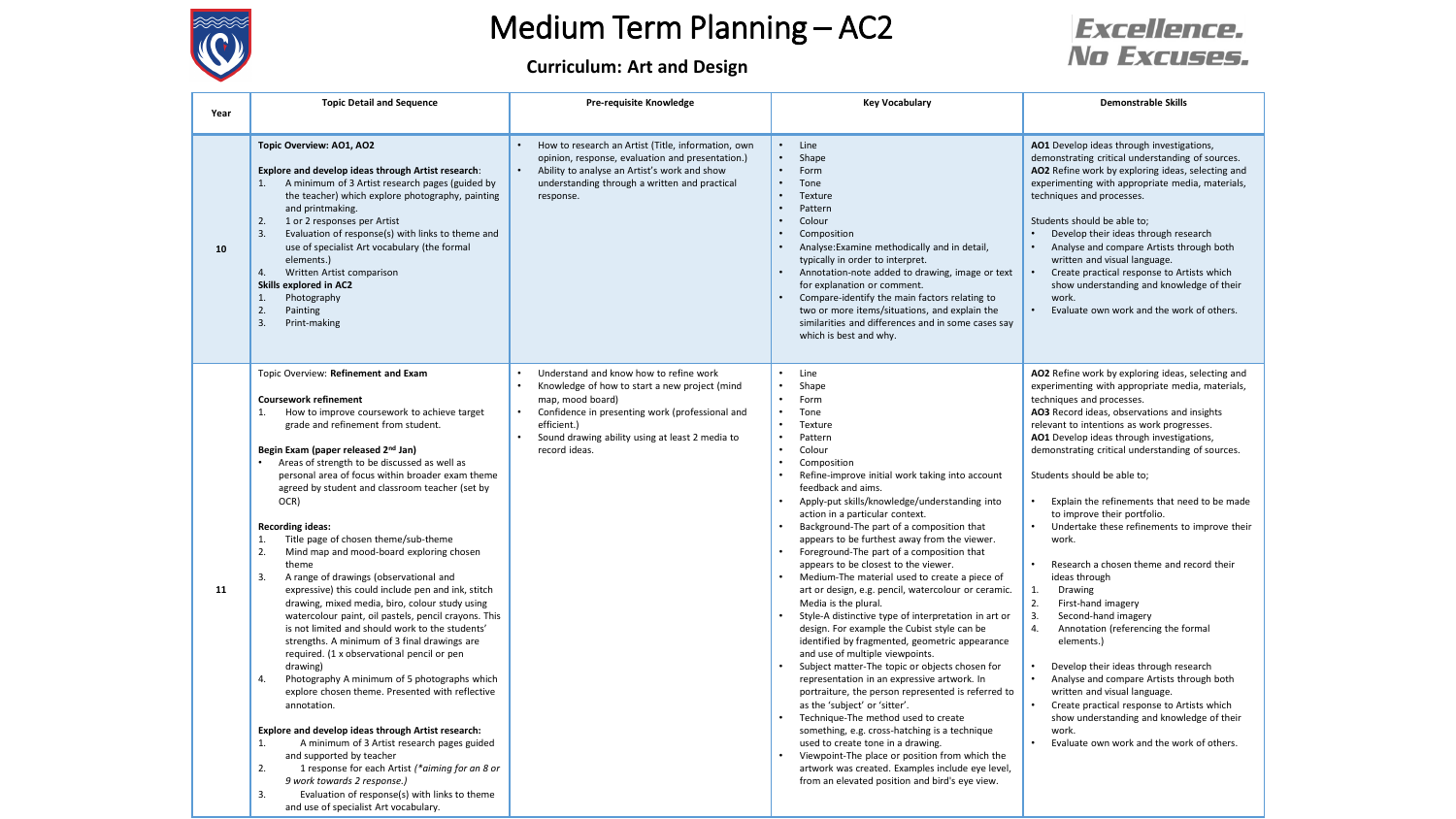# Medium Term Planning – AC2

## Curriculum: Art and Design

Excellence. No Excuses.

| Year | Topic Detail and Sequence | Pre-requisite Knowledge | Key Vocabulary | Demonstrable Skills |
|---|---|---|---|---|
| 10 | **Topic Overview: AO1, AO2**<br><br>**Explore and develop ideas through Artist research**:<br>1. A minimum of 3 Artist research pages (guided by the teacher) which explore photography, painting and printmaking.<br>2. 1 or 2 responses per Artist<br>3. Evaluation of response(s) with links to theme and use of specialist Art vocabulary (the formal elements.)<br>4. Written Artist comparison<br>**Skills explored in AC2**<br>1. Photography<br>2. Painting<br>3. Print-making | • How to research an Artist (Title, information, own opinion, response, evaluation and presentation.)<br>• Ability to analyse an Artist's work and show understanding through a written and practical response. | • Line<br>• Shape<br>• Form<br>• Tone<br>• Texture<br>• Pattern<br>• Colour<br>• Composition<br>• Analyse:Examine methodically and in detail, typically in order to interpret.<br>• Annotation-note added to drawing, image or text for explanation or comment.<br>• Compare-identify the main factors relating to two or more items/situations, and explain the similarities and differences and in some cases say which is best and why. | **AO1** Develop ideas through investigations, demonstrating critical understanding of sources.<br>**AO2** Refine work by exploring ideas, selecting and experimenting with appropriate media, materials, techniques and processes.<br><br>Students should be able to;<br>• Develop their ideas through research<br>• Analyse and compare Artists through both written and visual language.<br>• Create practical response to Artists which show understanding and knowledge of their work.<br>• Evaluate own work and the work of others. |
| 11 | Topic Overview: **Refinement and Exam**<br><br>**Coursework refinement**<br>1. How to improve coursework to achieve target grade and refinement from student.<br><br>**Begin Exam (paper released 2nd Jan)**<br>• Areas of strength to be discussed as well as personal area of focus within broader exam theme agreed by student and classroom teacher (set by OCR)<br><br>**Recording ideas:**<br>1. Title page of chosen theme/sub-theme<br>2. Mind map and mood-board exploring chosen theme<br>3. A range of drawings (observational and expressive) this could include pen and ink, stitch drawing, mixed media, biro, colour study using watercolour paint, oil pastels, pencil crayons. This is not limited and should work to the students' strengths. A minimum of 3 final drawings are required. (1 x observational pencil or pen drawing)<br>4. Photography A minimum of 5 photographs which explore chosen theme. Presented with reflective annotation.<br><br>**Explore and develop ideas through Artist research:**<br>1. A minimum of 3 Artist research pages guided and supported by teacher<br>2. 1 response for each Artist (*aiming for an 8 or 9 work towards 2 response.)*<br>3. Evaluation of response(s) with links to theme and use of specialist Art vocabulary. | • Understand and know how to refine work<br>• Knowledge of how to start a new project (mind map, mood board)<br>• Confidence in presenting work (professional and efficient.)<br>• Sound drawing ability using at least 2 media to record ideas. | • Line<br>• Shape<br>• Form<br>• Tone<br>• Texture<br>• Pattern<br>• Colour<br>• Composition<br>• Refine-improve initial work taking into account feedback and aims.<br>• Apply-put skills/knowledge/understanding into action in a particular context.<br>• Background-The part of a composition that appears to be furthest away from the viewer.<br>• Foreground-The part of a composition that appears to be closest to the viewer.<br>• Medium-The material used to create a piece of art or design, e.g. pencil, watercolour or ceramic. Media is the plural.<br>• Style-A distinctive type of interpretation in art or design. For example the Cubist style can be identified by fragmented, geometric appearance and use of multiple viewpoints.<br>• Subject matter-The topic or objects chosen for representation in an expressive artwork. In portraiture, the person represented is referred to as the 'subject' or 'sitter'.<br>• Technique-The method used to create something, e.g. cross-hatching is a technique used to create tone in a drawing.<br>• Viewpoint-The place or position from which the artwork was created. Examples include eye level, from an elevated position and bird's eye view. | **AO2** Refine work by exploring ideas, selecting and experimenting with appropriate media, materials, techniques and processes.<br>**AO3** Record ideas, observations and insights relevant to intentions as work progresses.<br>**AO1** Develop ideas through investigations, demonstrating critical understanding of sources.<br><br>Students should be able to;<br><br>• Explain the refinements that need to be made to improve their portfolio.<br>• Undertake these refinements to improve their work.<br><br>• Research a chosen theme and record their ideas through<br>1. Drawing<br>2. First-hand imagery<br>3. Second-hand imagery<br>4. Annotation (referencing the formal elements.)<br><br>• Develop their ideas through research<br>• Analyse and compare Artists through both written and visual language.<br>• Create practical response to Artists which show understanding and knowledge of their work.<br>• Evaluate own work and the work of others. |